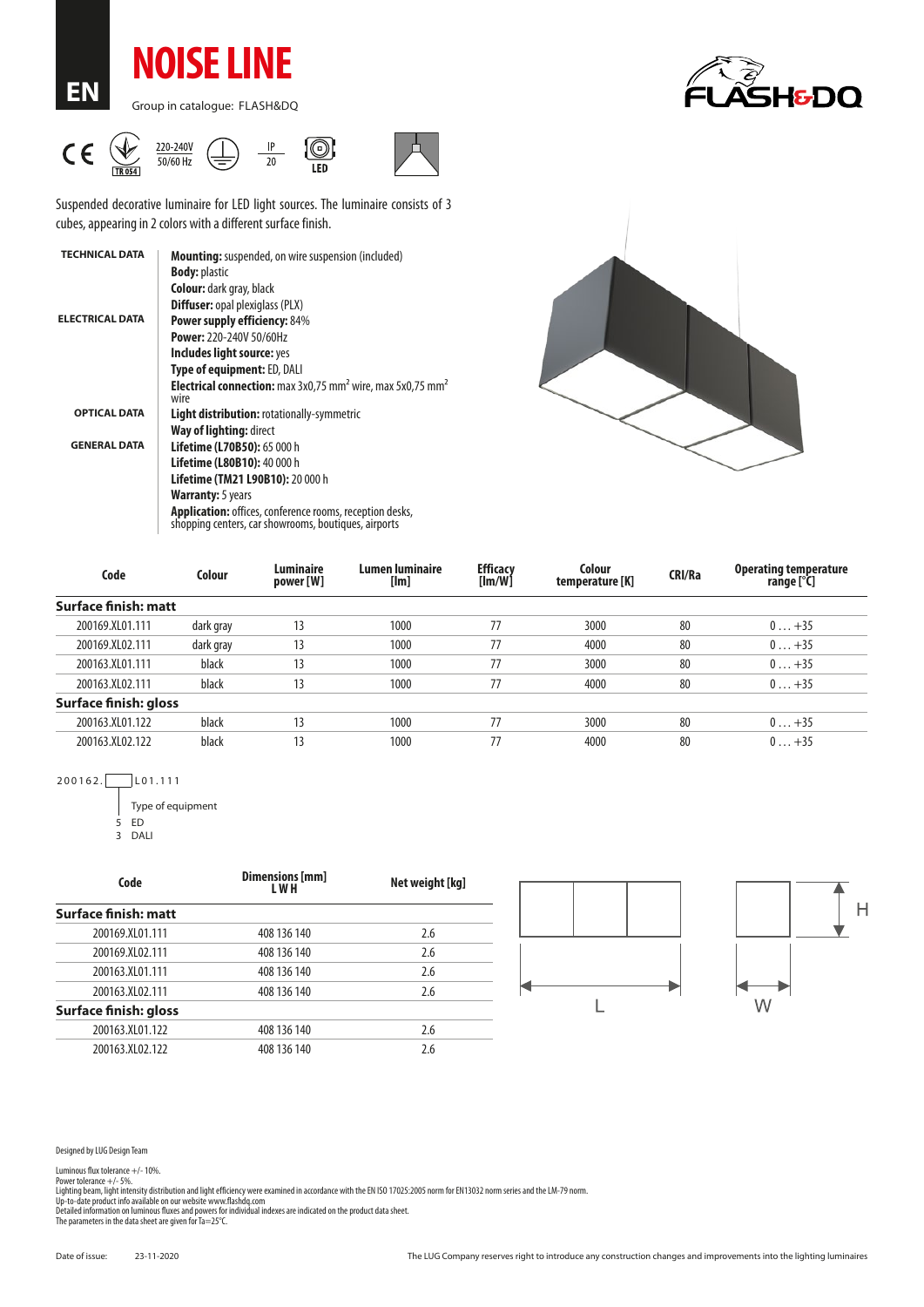EN

# NOISE LINE

Group in catalogue: FLASH&DQ

220-240V 50/60 Hz

IP 20

LED

Suspended decorative luminaire for LED light sources. The luminaire consists of 3 cubes, appearing in 2 colors with a different surface finish.

**TECHNICAL DATA**

**Mounting:** suspended, on wire suspension (included)
**Body:** plastic
**Colour:** dark gray, black
**Diffuser:** opal plexiglass (PLX)

**ELECTRICAL DATA**

**Power supply efficiency:** 84%
**Power:** 220-240V 50/60Hz
**Includes light source:** yes
**Type of equipment:** ED, DALI
**Electrical connection:** max 3x0,75 mm$^2$ wire, max 5x0,75 mm$^2$ wire

**OPTICAL DATA**

**Light distribution:** rotationally-symmetric
**Way of lighting:** direct

**GENERAL DATA**

**Lifetime (L70B50):** 65 000 h
**Lifetime (L80B10):** 40 000 h
**Lifetime (TM21 L90B10):** 20 000 h
**Warranty:** 5 years
**Application:** offices, conference rooms, reception desks, shopping centers, car showrooms, boutiques, airports

| Code | Colour | Luminaire power [W] | Lumen luminaire [lm] | Efficacy [lm/W] | Colour temperature [K] | CRI/Ra | Operating temperature range [°C] |
|---|---|---|---|---|---|---|---|
| **Surface finish: matt** | | | | | | | |
| 200169.XL01.111 | dark gray | 13 | 1000 | 77 | 3000 | 80 | 0 ... +35 |
| 200169.XL02.111 | dark gray | 13 | 1000 | 77 | 4000 | 80 | 0 ... +35 |
| 200163.XL01.111 | black | 13 | 1000 | 77 | 3000 | 80 | 0 ... +35 |
| 200163.XL02.111 | black | 13 | 1000 | 77 | 4000 | 80 | 0 ... +35 |
| **Surface finish: gloss** | | | | | | | |
| 200163.XL01.122 | black | 13 | 1000 | 77 | 3000 | 80 | 0 ... +35 |
| 200163.XL02.122 | black | 13 | 1000 | 77 | 4000 | 80 | 0 ... +35 |

200162.[ ]L01.111

Type of equipment
5 ED
3 DALI

| Code | Dimensions [mm] L W H | Net weight [kg] |
|---|---|---|
| **Surface finish: matt** | | |
| 200169.XL01.111 | 408 136 140 | 2.6 |
| 200169.XL02.111 | 408 136 140 | 2.6 |
| 200163.XL01.111 | 408 136 140 | 2.6 |
| 200163.XL02.111 | 408 136 140 | 2.6 |
| **Surface finish: gloss** | | |
| 200163.XL01.122 | 408 136 140 | 2.6 |
| 200163.XL02.122 | 408 136 140 | 2.6 |

L W H

Designed by LUG Design Team

Luminous flux tolerance +/- 10%.
Power tolerance +/- 5%.
Lighting beam, light intensity distribution and light efficiency were examined in accordance with the EN ISO 17025:2005 norm for EN13032 norm series and the LM-79 norm.
Up-to-date product info available on our website www.flashdq.com
Detailed information on luminous fluxes and powers for individual indexes are indicated on the product data sheet.
The parameters in the data sheet are given for Ta=25°C.

Date of issue: 23-11-2020

The LUG Company reserves right to introduce any construction changes and improvements into the lighting luminaires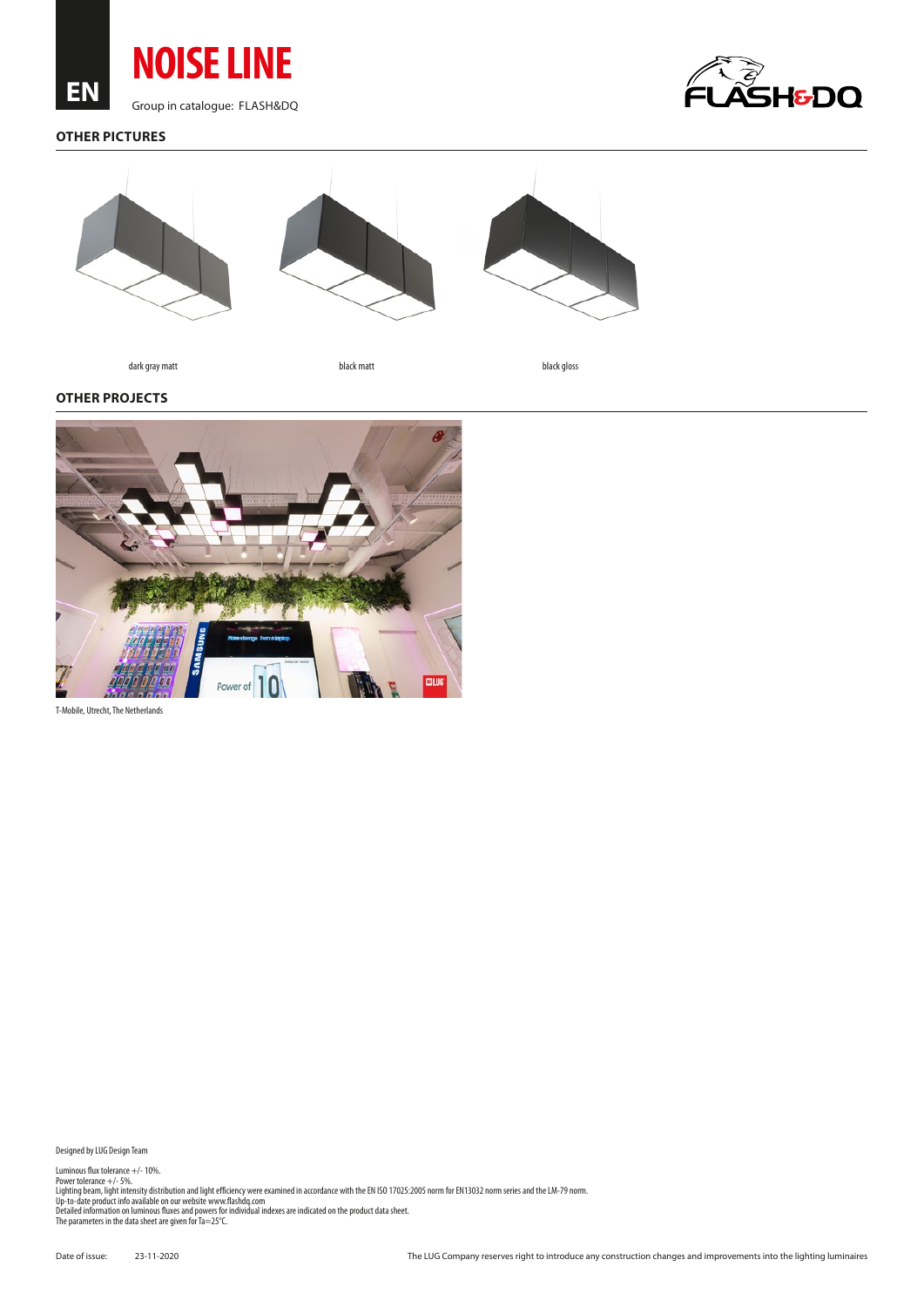# NOISE LINE

EN

Group in catalogue: FLASH&DQ

## OTHER PICTURES

dark gray matt

black matt

black gloss

## OTHER PROJECTS

T-Mobile, Utrecht, The Netherlands

Designed by LUG Design Team

Luminous flux tolerance +/- 10%.
Power tolerance +/- 5%.
Lighting beam, light intensity distribution and light efficiency were examined in accordance with the EN ISO 17025:2005 norm for EN13032 norm series and the LM-79 norm.
Up-to-date product info available on our website www.flashdq.com
Detailed information on luminous fluxes and powers for individual indexes are indicated on the product data sheet.
The parameters in the data sheet are given for Ta=25°C.

Date of issue: 23-11-2020

The LUG Company reserves right to introduce any construction changes and improvements into the lighting luminaires